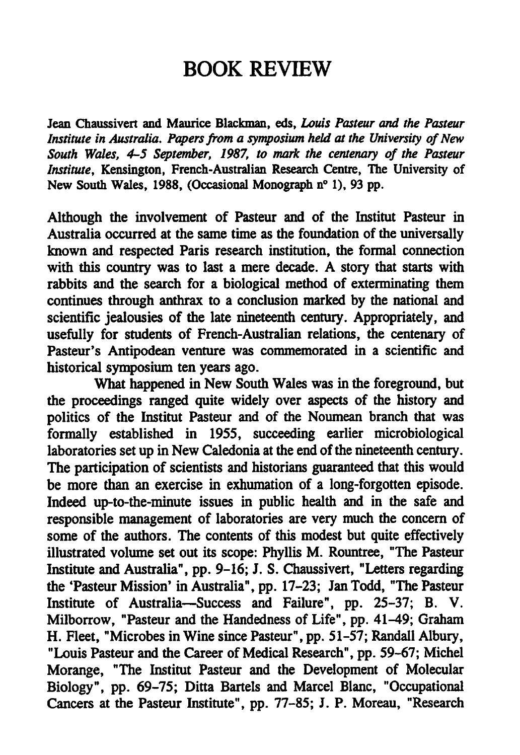# BOOK REVIEW

Jean Chaussivert and Maurice Blackman, eds, *Louis Pasteur and the Pasteur Institute in Australia. Papers from a symposium held at the University of New South Wales, 4–5 September, 1987, to mark the centenary of the Pasteur Institute*, Kensington, French-Australian Research Centre, The University of New South Wales, 1988, (Occasional Monograph n° 1), 93 pp.

Although the involvement of Pasteur and of the Institut Pasteur in Australia occurred at the same time as the foundation of the universally known and respected Paris research institution, the formal connection with this country was to last a mere decade. A story that starts with rabbits and the search for a biological method of exterminating them continues through anthrax to a conclusion marked by the national and scientific jealousies of the late nineteenth century. Appropriately, and usefully for students of French-Australian relations, the centenary of Pasteur's Antipodean venture was commemorated in a scientific and historical symposium ten years ago.

What happened in New South Wales was in the foreground, but the proceedings ranged quite widely over aspects of the history and politics of the Institut Pasteur and of the Noumean branch that was formally established in 1955, succeeding earlier microbiological laboratories set up in New Caledonia at the end of the nineteenth century. The participation of scientists and historians guaranteed that this would be more than an exercise in exhumation of a long-forgotten episode. Indeed up-to-the-minute issues in public health and in the safe and responsible management of laboratories are very much the concern of some of the authors. The contents of this modest but quite effectively illustrated volume set out its scope: Phyllis M. Rountree, "The Pasteur Institute and Australia", pp. 9–16; J. S. Chaussivert, "Letters regarding the 'Pasteur Mission' in Australia", pp. 17–23; Jan Todd, "The Pasteur Institute of Australia—Success and Failure", pp. 25–37; B. V. Milborrow, "Pasteur and the Handedness of Life", pp. 41–49; Graham H. Fleet, "Microbes in Wine since Pasteur", pp. 51–57; Randall Albury, "Louis Pasteur and the Career of Medical Research", pp. 59–67; Michel Morange, "The Institut Pasteur and the Development of Molecular Biology", pp. 69–75; Ditta Bartels and Marcel Blanc, "Occupational Cancers at the Pasteur Institute", pp. 77–85; J. P. Moreau, "Research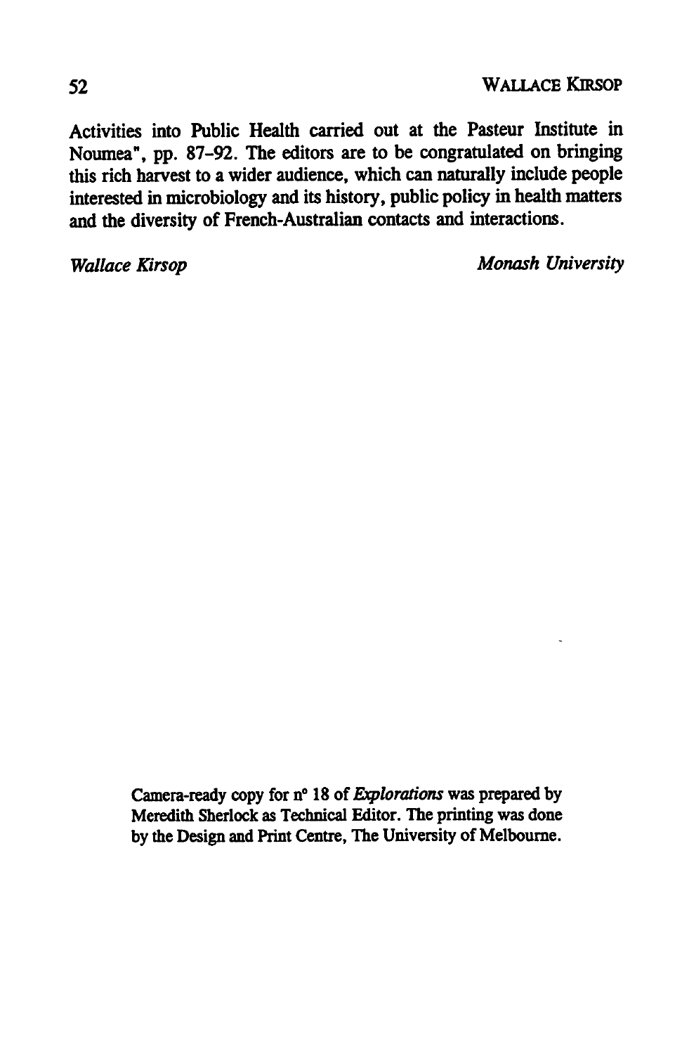Activities into Public Health carried out at the Pasteur Institute in Noumea", pp. 87–92. The editors are to be congratulated on bringing this rich harvest to a wider audience, which can naturally include people interested in microbiology and its history, public policy in health matters and the diversity of French-Australian contacts and interactions.

*Wallace Kirsop* *Monash University*

Camera-ready copy for n° 18 of *Explorations* was prepared by Meredith Sherlock as Technical Editor. The printing was done by the Design and Print Centre, The University of Melbourne.